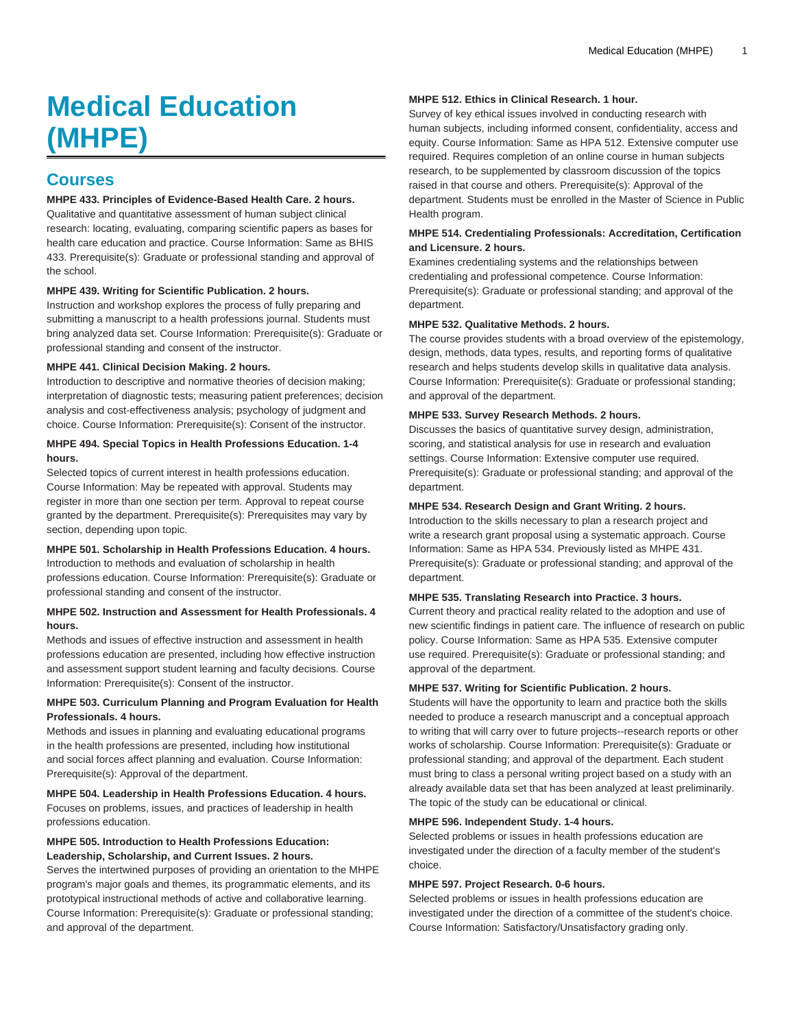# Medical Education (MHPE)

## Courses

**MHPE 433. Principles of Evidence-Based Health Care. 2 hours.**
Qualitative and quantitative assessment of human subject clinical research: locating, evaluating, comparing scientific papers as bases for health care education and practice. Course Information: Same as BHIS 433. Prerequisite(s): Graduate or professional standing and approval of the school.

**MHPE 439. Writing for Scientific Publication. 2 hours.**
Instruction and workshop explores the process of fully preparing and submitting a manuscript to a health professions journal. Students must bring analyzed data set. Course Information: Prerequisite(s): Graduate or professional standing and consent of the instructor.

**MHPE 441. Clinical Decision Making. 2 hours.**
Introduction to descriptive and normative theories of decision making; interpretation of diagnostic tests; measuring patient preferences; decision analysis and cost-effectiveness analysis; psychology of judgment and choice. Course Information: Prerequisite(s): Consent of the instructor.

**MHPE 494. Special Topics in Health Professions Education. 1-4 hours.**
Selected topics of current interest in health professions education. Course Information: May be repeated with approval. Students may register in more than one section per term. Approval to repeat course granted by the department. Prerequisite(s): Prerequisites may vary by section, depending upon topic.

**MHPE 501. Scholarship in Health Professions Education. 4 hours.**
Introduction to methods and evaluation of scholarship in health professions education. Course Information: Prerequisite(s): Graduate or professional standing and consent of the instructor.

**MHPE 502. Instruction and Assessment for Health Professionals. 4 hours.**
Methods and issues of effective instruction and assessment in health professions education are presented, including how effective instruction and assessment support student learning and faculty decisions. Course Information: Prerequisite(s): Consent of the instructor.

**MHPE 503. Curriculum Planning and Program Evaluation for Health Professionals. 4 hours.**
Methods and issues in planning and evaluating educational programs in the health professions are presented, including how institutional and social forces affect planning and evaluation. Course Information: Prerequisite(s): Approval of the department.

**MHPE 504. Leadership in Health Professions Education. 4 hours.**
Focuses on problems, issues, and practices of leadership in health professions education.

**MHPE 505. Introduction to Health Professions Education: Leadership, Scholarship, and Current Issues. 2 hours.**
Serves the intertwined purposes of providing an orientation to the MHPE program's major goals and themes, its programmatic elements, and its prototypical instructional methods of active and collaborative learning. Course Information: Prerequisite(s): Graduate or professional standing; and approval of the department.

**MHPE 512. Ethics in Clinical Research. 1 hour.**
Survey of key ethical issues involved in conducting research with human subjects, including informed consent, confidentiality, access and equity. Course Information: Same as HPA 512. Extensive computer use required. Requires completion of an online course in human subjects research, to be supplemented by classroom discussion of the topics raised in that course and others. Prerequisite(s): Approval of the department. Students must be enrolled in the Master of Science in Public Health program.

**MHPE 514. Credentialing Professionals: Accreditation, Certification and Licensure. 2 hours.**
Examines credentialing systems and the relationships between credentialing and professional competence. Course Information: Prerequisite(s): Graduate or professional standing; and approval of the department.

**MHPE 532. Qualitative Methods. 2 hours.**
The course provides students with a broad overview of the epistemology, design, methods, data types, results, and reporting forms of qualitative research and helps students develop skills in qualitative data analysis. Course Information: Prerequisite(s): Graduate or professional standing; and approval of the department.

**MHPE 533. Survey Research Methods. 2 hours.**
Discusses the basics of quantitative survey design, administration, scoring, and statistical analysis for use in research and evaluation settings. Course Information: Extensive computer use required. Prerequisite(s): Graduate or professional standing; and approval of the department.

**MHPE 534. Research Design and Grant Writing. 2 hours.**
Introduction to the skills necessary to plan a research project and write a research grant proposal using a systematic approach. Course Information: Same as HPA 534. Previously listed as MHPE 431. Prerequisite(s): Graduate or professional standing; and approval of the department.

**MHPE 535. Translating Research into Practice. 3 hours.**
Current theory and practical reality related to the adoption and use of new scientific findings in patient care. The influence of research on public policy. Course Information: Same as HPA 535. Extensive computer use required. Prerequisite(s): Graduate or professional standing; and approval of the department.

**MHPE 537. Writing for Scientific Publication. 2 hours.**
Students will have the opportunity to learn and practice both the skills needed to produce a research manuscript and a conceptual approach to writing that will carry over to future projects--research reports or other works of scholarship. Course Information: Prerequisite(s): Graduate or professional standing; and approval of the department. Each student must bring to class a personal writing project based on a study with an already available data set that has been analyzed at least preliminarily. The topic of the study can be educational or clinical.

**MHPE 596. Independent Study. 1-4 hours.**
Selected problems or issues in health professions education are investigated under the direction of a faculty member of the student's choice.

**MHPE 597. Project Research. 0-6 hours.**
Selected problems or issues in health professions education are investigated under the direction of a committee of the student's choice. Course Information: Satisfactory/Unsatisfactory grading only.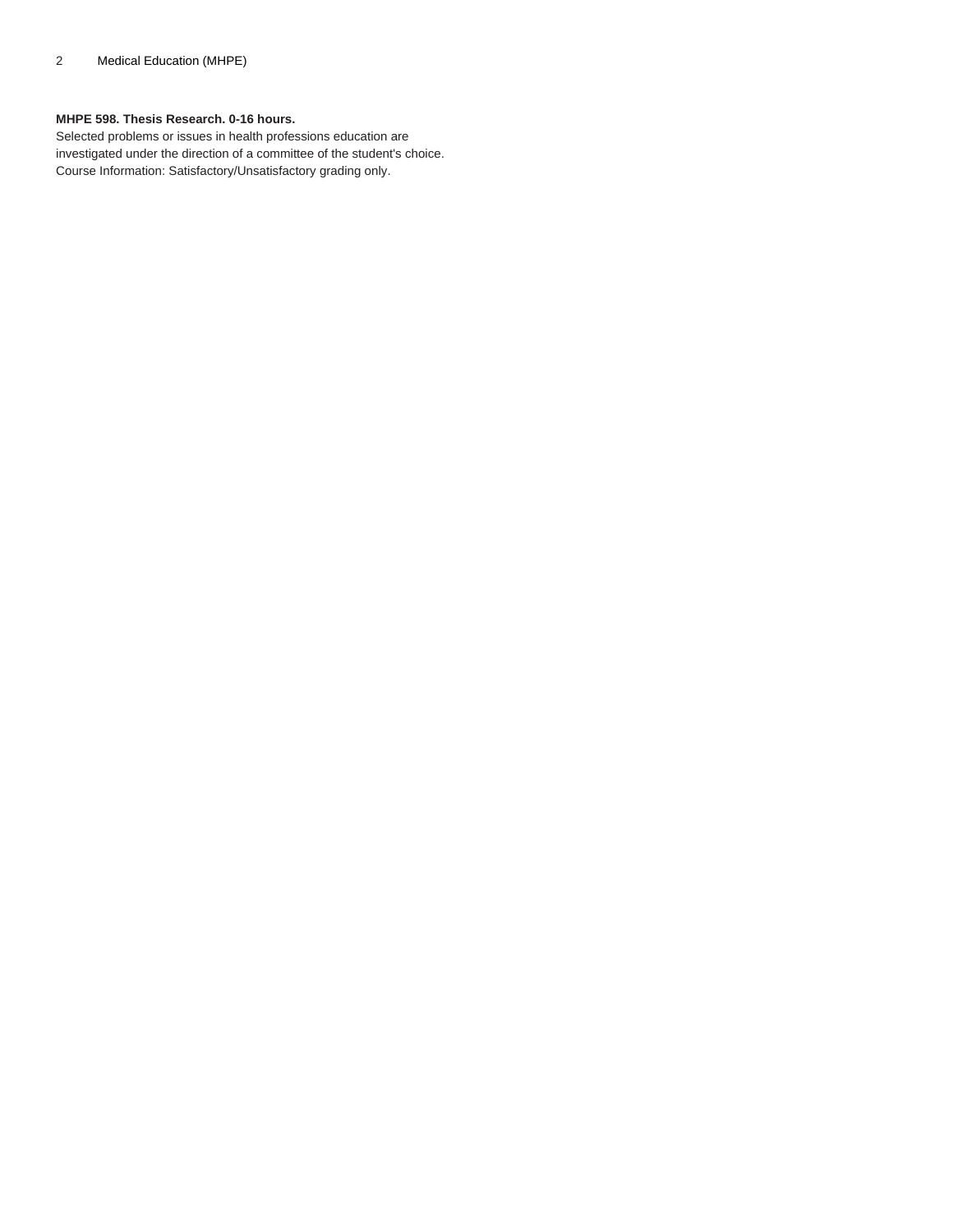**MHPE 598. Thesis Research. 0-16 hours.**
Selected problems or issues in health professions education are investigated under the direction of a committee of the student's choice. Course Information: Satisfactory/Unsatisfactory grading only.